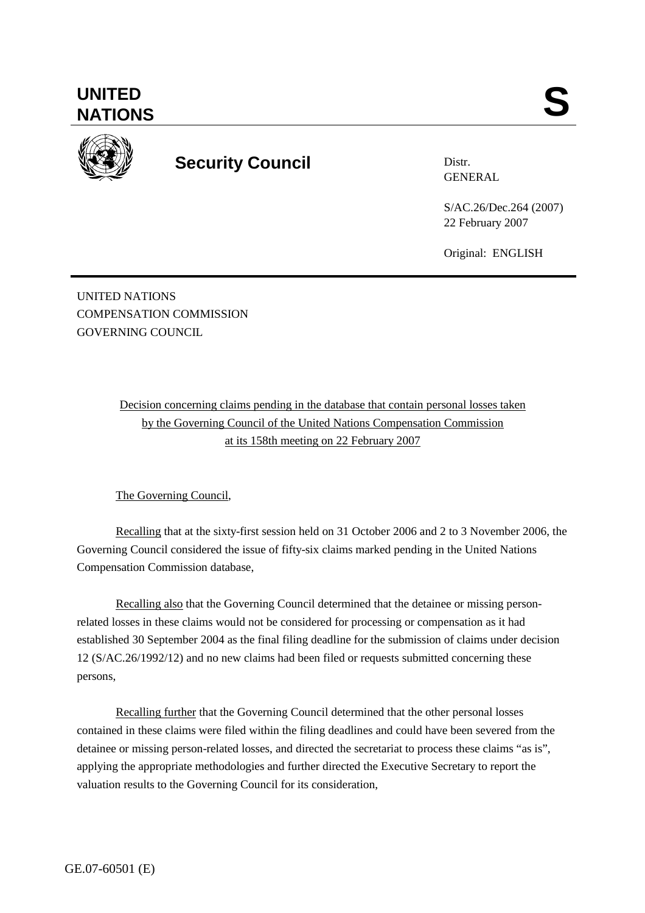# UNITED NATIONS

**S**

## Security Council

Distr.
GENERAL

S/AC.26/Dec.264 (2007)
22 February 2007

Original: ENGLISH

UNITED NATIONS
COMPENSATION COMMISSION
GOVERNING COUNCIL

Decision concerning claims pending in the database that contain personal losses taken by the Governing Council of the United Nations Compensation Commission at its 158th meeting on 22 February 2007

The Governing Council,

Recalling that at the sixty-first session held on 31 October 2006 and 2 to 3 November 2006, the Governing Council considered the issue of fifty-six claims marked pending in the United Nations Compensation Commission database,

Recalling also that the Governing Council determined that the detainee or missing person-related losses in these claims would not be considered for processing or compensation as it had established 30 September 2004 as the final filing deadline for the submission of claims under decision 12 (S/AC.26/1992/12) and no new claims had been filed or requests submitted concerning these persons,

Recalling further that the Governing Council determined that the other personal losses contained in these claims were filed within the filing deadlines and could have been severed from the detainee or missing person-related losses, and directed the secretariat to process these claims "as is", applying the appropriate methodologies and further directed the Executive Secretary to report the valuation results to the Governing Council for its consideration,

GE.07-60501 (E)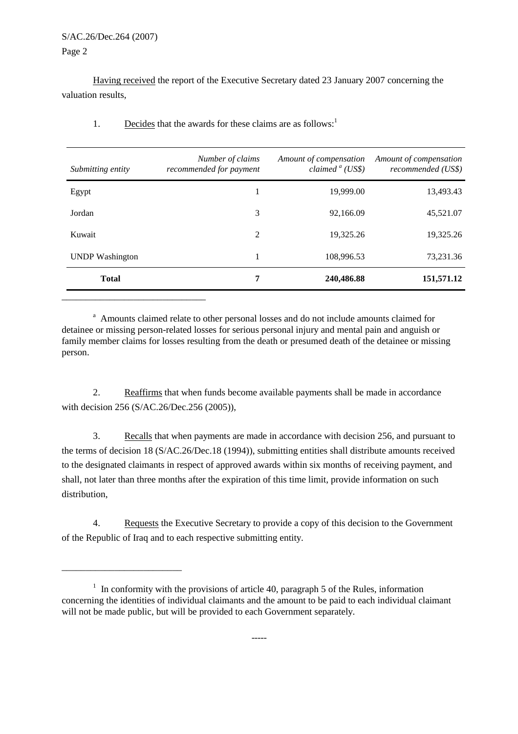Having received the report of the Executive Secretary dated 23 January 2007 concerning the valuation results,

1. Decides that the awards for these claims are as follows:[1]

| *Submitting entity* | *Number of claims recommended for payment* | *Amount of compensation claimed [a] (US$)* | *Amount of compensation recommended (US$)* |
|---|---|---|---|
| Egypt | 1 | 19,999.00 | 13,493.43 |
| Jordan | 3 | 92,166.09 | 45,521.07 |
| Kuwait | 2 | 19,325.26 | 19,325.26 |
| UNDP Washington | 1 | 108,996.53 | 73,231.36 |
| **Total** | **7** | **240,486.88** | **151,571.12** |

[a] Amounts claimed relate to other personal losses and do not include amounts claimed for detainee or missing person-related losses for serious personal injury and mental pain and anguish or family member claims for losses resulting from the death or presumed death of the detainee or missing person.

2. Reaffirms that when funds become available payments shall be made in accordance with decision 256 (S/AC.26/Dec.256 (2005)),

3. Recalls that when payments are made in accordance with decision 256, and pursuant to the terms of decision 18 (S/AC.26/Dec.18 (1994)), submitting entities shall distribute amounts received to the designated claimants in respect of approved awards within six months of receiving payment, and shall, not later than three months after the expiration of this time limit, provide information on such distribution,

4. Requests the Executive Secretary to provide a copy of this decision to the Government of the Republic of Iraq and to each respective submitting entity.

[1] In conformity with the provisions of article 40, paragraph 5 of the Rules, information concerning the identities of individual claimants and the amount to be paid to each individual claimant will not be made public, but will be provided to each Government separately.

-----